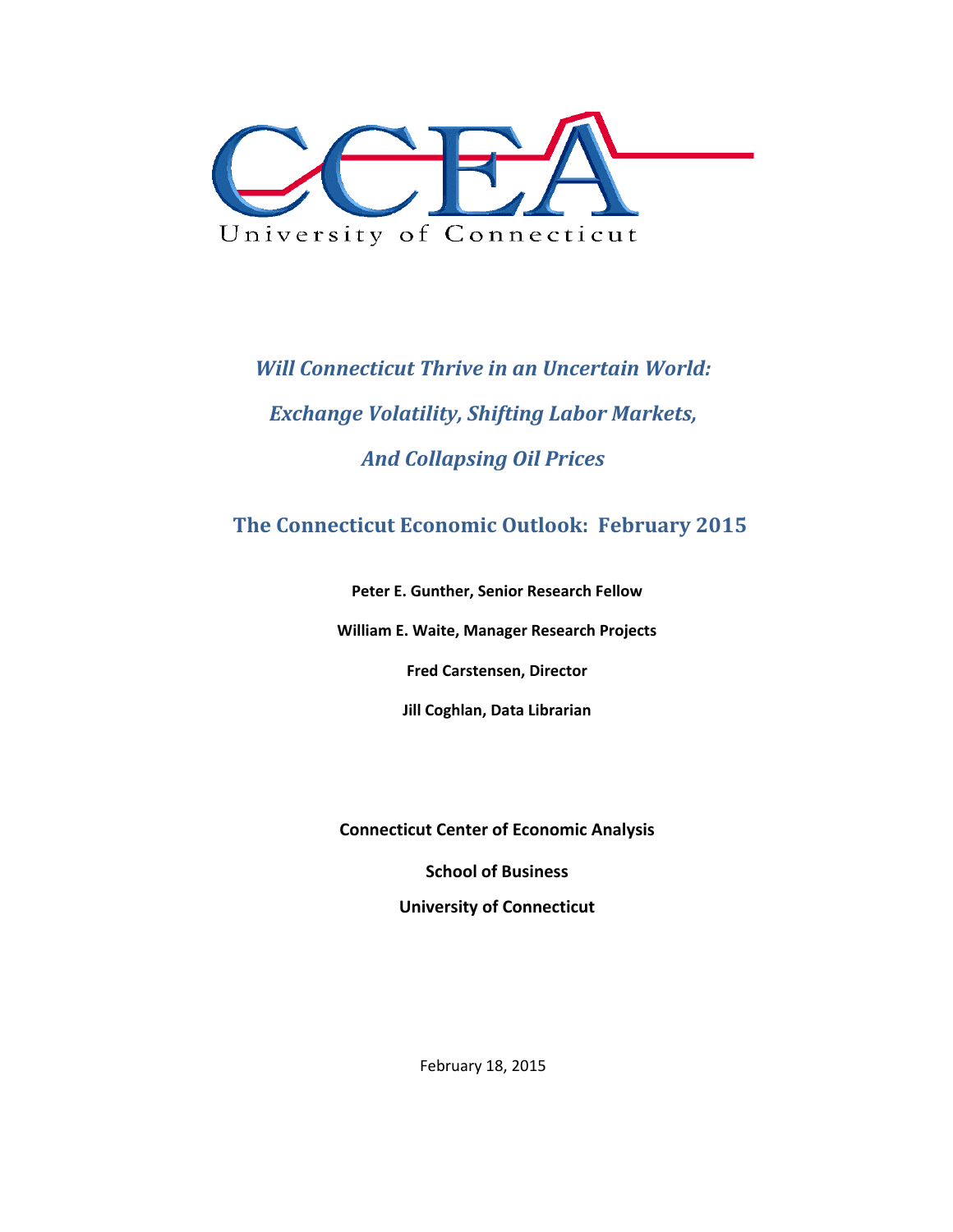CCEA

University of Connecticut

# *Will Connecticut Thrive in an Uncertain World:*
# *Exchange Volatility, Shifting Labor Markets,*
# *And Collapsing Oil Prices*

## The Connecticut Economic Outlook: February 2015

**Peter E. Gunther, Senior Research Fellow**

**William E. Waite, Manager Research Projects**

**Fred Carstensen, Director**

**Jill Coghlan, Data Librarian**

**Connecticut Center of Economic Analysis**

**School of Business**

**University of Connecticut**

February 18, 2015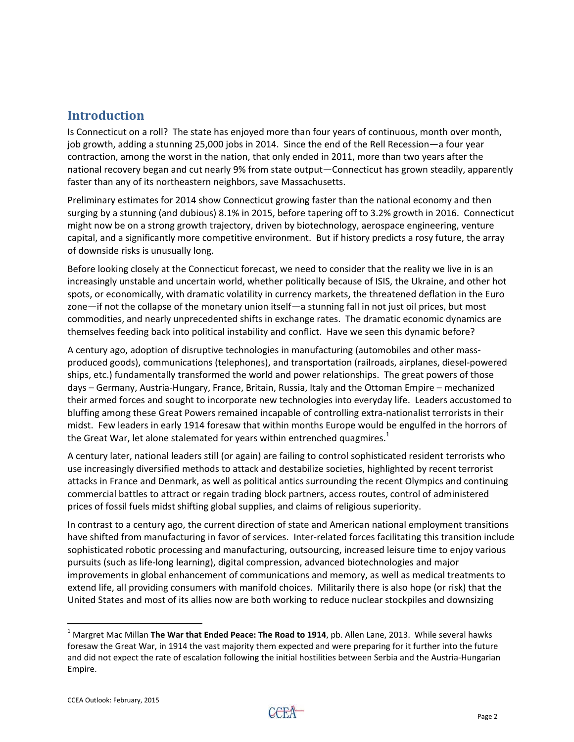## Introduction

Is Connecticut on a roll? The state has enjoyed more than four years of continuous, month over month, job growth, adding a stunning 25,000 jobs in 2014. Since the end of the Rell Recession—a four year contraction, among the worst in the nation, that only ended in 2011, more than two years after the national recovery began and cut nearly 9% from state output—Connecticut has grown steadily, apparently faster than any of its northeastern neighbors, save Massachusetts.

Preliminary estimates for 2014 show Connecticut growing faster than the national economy and then surging by a stunning (and dubious) 8.1% in 2015, before tapering off to 3.2% growth in 2016. Connecticut might now be on a strong growth trajectory, driven by biotechnology, aerospace engineering, venture capital, and a significantly more competitive environment. But if history predicts a rosy future, the array of downside risks is unusually long.

Before looking closely at the Connecticut forecast, we need to consider that the reality we live in is an increasingly unstable and uncertain world, whether politically because of ISIS, the Ukraine, and other hot spots, or economically, with dramatic volatility in currency markets, the threatened deflation in the Euro zone—if not the collapse of the monetary union itself—a stunning fall in not just oil prices, but most commodities, and nearly unprecedented shifts in exchange rates. The dramatic economic dynamics are themselves feeding back into political instability and conflict. Have we seen this dynamic before?

A century ago, adoption of disruptive technologies in manufacturing (automobiles and other mass-produced goods), communications (telephones), and transportation (railroads, airplanes, diesel-powered ships, etc.) fundamentally transformed the world and power relationships. The great powers of those days – Germany, Austria-Hungary, France, Britain, Russia, Italy and the Ottoman Empire – mechanized their armed forces and sought to incorporate new technologies into everyday life. Leaders accustomed to bluffing among these Great Powers remained incapable of controlling extra-nationalist terrorists in their midst. Few leaders in early 1914 foresaw that within months Europe would be engulfed in the horrors of the Great War, let alone stalemated for years within entrenched quagmires.[1]

A century later, national leaders still (or again) are failing to control sophisticated resident terrorists who use increasingly diversified methods to attack and destabilize societies, highlighted by recent terrorist attacks in France and Denmark, as well as political antics surrounding the recent Olympics and continuing commercial battles to attract or regain trading block partners, access routes, control of administered prices of fossil fuels midst shifting global supplies, and claims of religious superiority.

In contrast to a century ago, the current direction of state and American national employment transitions have shifted from manufacturing in favor of services. Inter-related forces facilitating this transition include sophisticated robotic processing and manufacturing, outsourcing, increased leisure time to enjoy various pursuits (such as life-long learning), digital compression, advanced biotechnologies and major improvements in global enhancement of communications and memory, as well as medical treatments to extend life, all providing consumers with manifold choices. Militarily there is also hope (or risk) that the United States and most of its allies now are both working to reduce nuclear stockpiles and downsizing

---

[1] Margret Mac Millan **The War that Ended Peace: The Road to 1914**, pb. Allen Lane, 2013. While several hawks foresaw the Great War, in 1914 the vast majority them expected and were preparing for it further into the future and did not expect the rate of escalation following the initial hostilities between Serbia and the Austria-Hungarian Empire.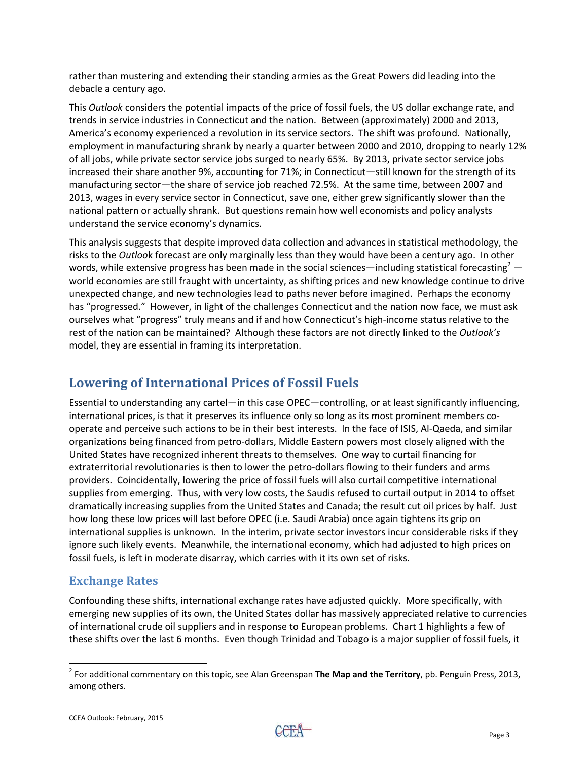rather than mustering and extending their standing armies as the Great Powers did leading into the debacle a century ago.

This *Outlook* considers the potential impacts of the price of fossil fuels, the US dollar exchange rate, and trends in service industries in Connecticut and the nation. Between (approximately) 2000 and 2013, America's economy experienced a revolution in its service sectors. The shift was profound. Nationally, employment in manufacturing shrank by nearly a quarter between 2000 and 2010, dropping to nearly 12% of all jobs, while private sector service jobs surged to nearly 65%. By 2013, private sector service jobs increased their share another 9%, accounting for 71%; in Connecticut—still known for the strength of its manufacturing sector—the share of service job reached 72.5%. At the same time, between 2007 and 2013, wages in every service sector in Connecticut, save one, either grew significantly slower than the national pattern or actually shrank. But questions remain how well economists and policy analysts understand the service economy's dynamics.

This analysis suggests that despite improved data collection and advances in statistical methodology, the risks to the *Outloo*k forecast are only marginally less than they would have been a century ago. In other words, while extensive progress has been made in the social sciences—including statistical forecasting[2] —world economies are still fraught with uncertainty, as shifting prices and new knowledge continue to drive unexpected change, and new technologies lead to paths never before imagined. Perhaps the economy has "progressed." However, in light of the challenges Connecticut and the nation now face, we must ask ourselves what "progress" truly means and if and how Connecticut's high-income status relative to the rest of the nation can be maintained? Although these factors are not directly linked to the *Outlook's* model, they are essential in framing its interpretation.

## Lowering of International Prices of Fossil Fuels

Essential to understanding any cartel—in this case OPEC—controlling, or at least significantly influencing, international prices, is that it preserves its influence only so long as its most prominent members co-operate and perceive such actions to be in their best interests. In the face of ISIS, Al-Qaeda, and similar organizations being financed from petro-dollars, Middle Eastern powers most closely aligned with the United States have recognized inherent threats to themselves. One way to curtail financing for extraterritorial revolutionaries is then to lower the petro-dollars flowing to their funders and arms providers. Coincidentally, lowering the price of fossil fuels will also curtail competitive international supplies from emerging. Thus, with very low costs, the Saudis refused to curtail output in 2014 to offset dramatically increasing supplies from the United States and Canada; the result cut oil prices by half. Just how long these low prices will last before OPEC (i.e. Saudi Arabia) once again tightens its grip on international supplies is unknown. In the interim, private sector investors incur considerable risks if they ignore such likely events. Meanwhile, the international economy, which had adjusted to high prices on fossil fuels, is left in moderate disarray, which carries with it its own set of risks.

### Exchange Rates

Confounding these shifts, international exchange rates have adjusted quickly. More specifically, with emerging new supplies of its own, the United States dollar has massively appreciated relative to currencies of international crude oil suppliers and in response to European problems. Chart 1 highlights a few of these shifts over the last 6 months. Even though Trinidad and Tobago is a major supplier of fossil fuels, it

[2] For additional commentary on this topic, see Alan Greenspan **The Map and the Territory**, pb. Penguin Press, 2013, among others.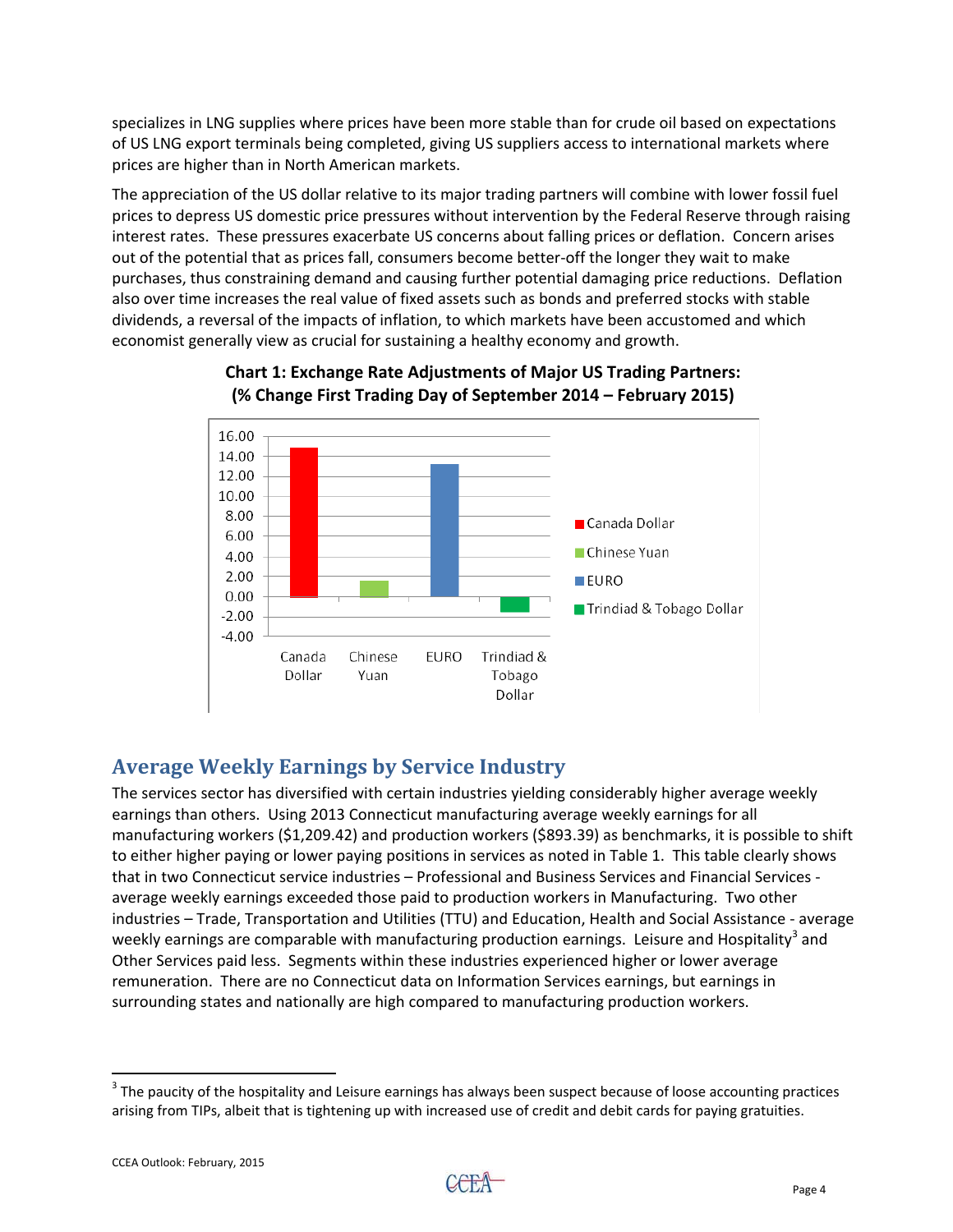specializes in LNG supplies where prices have been more stable than for crude oil based on expectations of US LNG export terminals being completed, giving US suppliers access to international markets where prices are higher than in North American markets.

The appreciation of the US dollar relative to its major trading partners will combine with lower fossil fuel prices to depress US domestic price pressures without intervention by the Federal Reserve through raising interest rates. These pressures exacerbate US concerns about falling prices or deflation. Concern arises out of the potential that as prices fall, consumers become better-off the longer they wait to make purchases, thus constraining demand and causing further potential damaging price reductions. Deflation also over time increases the real value of fixed assets such as bonds and preferred stocks with stable dividends, a reversal of the impacts of inflation, to which markets have been accustomed and which economist generally view as crucial for sustaining a healthy economy and growth.

**Chart 1: Exchange Rate Adjustments of Major US Trading Partners: (% Change First Trading Day of September 2014 – February 2015)**

## Average Weekly Earnings by Service Industry

The services sector has diversified with certain industries yielding considerably higher average weekly earnings than others. Using 2013 Connecticut manufacturing average weekly earnings for all manufacturing workers ($1,209.42) and production workers ($893.39) as benchmarks, it is possible to shift to either higher paying or lower paying positions in services as noted in Table 1. This table clearly shows that in two Connecticut service industries – Professional and Business Services and Financial Services - average weekly earnings exceeded those paid to production workers in Manufacturing. Two other industries – Trade, Transportation and Utilities (TTU) and Education, Health and Social Assistance - average weekly earnings are comparable with manufacturing production earnings. Leisure and Hospitality[3] and Other Services paid less. Segments within these industries experienced higher or lower average remuneration. There are no Connecticut data on Information Services earnings, but earnings in surrounding states and nationally are high compared to manufacturing production workers.

---

[3] The paucity of the hospitality and Leisure earnings has always been suspect because of loose accounting practices arising from TIPs, albeit that is tightening up with increased use of credit and debit cards for paying gratuities.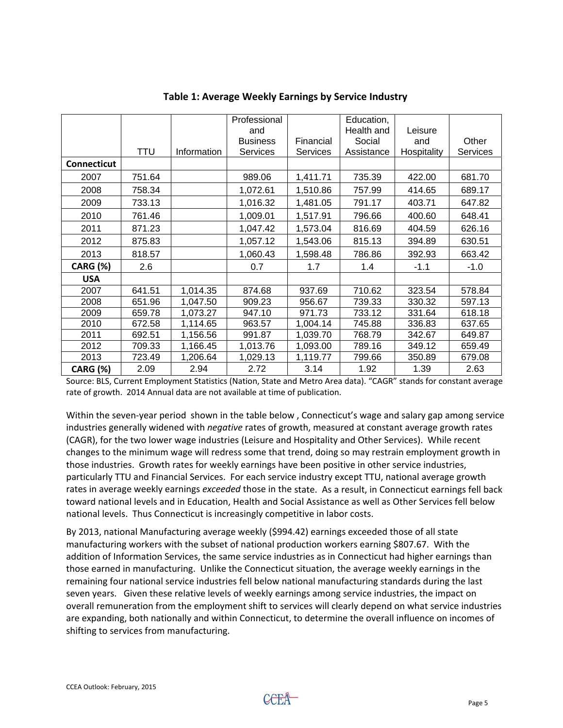**Table 1: Average Weekly Earnings by Service Industry**

| | TTU | Information | Professional and Business Services | Financial Services | Education, Health and Social Assistance | Leisure and Hospitality | Other Services |
|---|---|---|---|---|---|---|---|
| **Connecticut** | | | | | | | |
| 2007 | 751.64 | | 989.06 | 1,411.71 | 735.39 | 422.00 | 681.70 |
| 2008 | 758.34 | | 1,072.61 | 1,510.86 | 757.99 | 414.65 | 689.17 |
| 2009 | 733.13 | | 1,016.32 | 1,481.05 | 791.17 | 403.71 | 647.82 |
| 2010 | 761.46 | | 1,009.01 | 1,517.91 | 796.66 | 400.60 | 648.41 |
| 2011 | 871.23 | | 1,047.42 | 1,573.04 | 816.69 | 404.59 | 626.16 |
| 2012 | 875.83 | | 1,057.12 | 1,543.06 | 815.13 | 394.89 | 630.51 |
| 2013 | 818.57 | | 1,060.43 | 1,598.48 | 786.86 | 392.93 | 663.42 |
| **CARG (%)** | 2.6 | | 0.7 | 1.7 | 1.4 | -1.1 | -1.0 |
| **USA** | | | | | | | |
| 2007 | 641.51 | 1,014.35 | 874.68 | 937.69 | 710.62 | 323.54 | 578.84 |
| 2008 | 651.96 | 1,047.50 | 909.23 | 956.67 | 739.33 | 330.32 | 597.13 |
| 2009 | 659.78 | 1,073.27 | 947.10 | 971.73 | 733.12 | 331.64 | 618.18 |
| 2010 | 672.58 | 1,114.65 | 963.57 | 1,004.14 | 745.88 | 336.83 | 637.65 |
| 2011 | 692.51 | 1,156.56 | 991.87 | 1,039.70 | 768.79 | 342.67 | 649.87 |
| 2012 | 709.33 | 1,166.45 | 1,013.76 | 1,093.00 | 789.16 | 349.12 | 659.49 |
| 2013 | 723.49 | 1,206.64 | 1,029.13 | 1,119.77 | 799.66 | 350.89 | 679.08 |
| **CARG (%)** | 2.09 | 2.94 | 2.72 | 3.14 | 1.92 | 1.39 | 2.63 |

Source: BLS, Current Employment Statistics (Nation, State and Metro Area data). "CAGR" stands for constant average rate of growth. 2014 Annual data are not available at time of publication.

Within the seven-year period shown in the table below , Connecticut's wage and salary gap among service industries generally widened with *negative* rates of growth, measured at constant average growth rates (CAGR), for the two lower wage industries (Leisure and Hospitality and Other Services). While recent changes to the minimum wage will redress some that trend, doing so may restrain employment growth in those industries. Growth rates for weekly earnings have been positive in other service industries, particularly TTU and Financial Services. For each service industry except TTU, national average growth rates in average weekly earnings *exceeded* those in the state. As a result, in Connecticut earnings fell back toward national levels and in Education, Health and Social Assistance as well as Other Services fell below national levels. Thus Connecticut is increasingly competitive in labor costs.

By 2013, national Manufacturing average weekly ($994.42) earnings exceeded those of all state manufacturing workers with the subset of national production workers earning $807.67. With the addition of Information Services, the same service industries as in Connecticut had higher earnings than those earned in manufacturing. Unlike the Connecticut situation, the average weekly earnings in the remaining four national service industries fell below national manufacturing standards during the last seven years. Given these relative levels of weekly earnings among service industries, the impact on overall remuneration from the employment shift to services will clearly depend on what service industries are expanding, both nationally and within Connecticut, to determine the overall influence on incomes of shifting to services from manufacturing.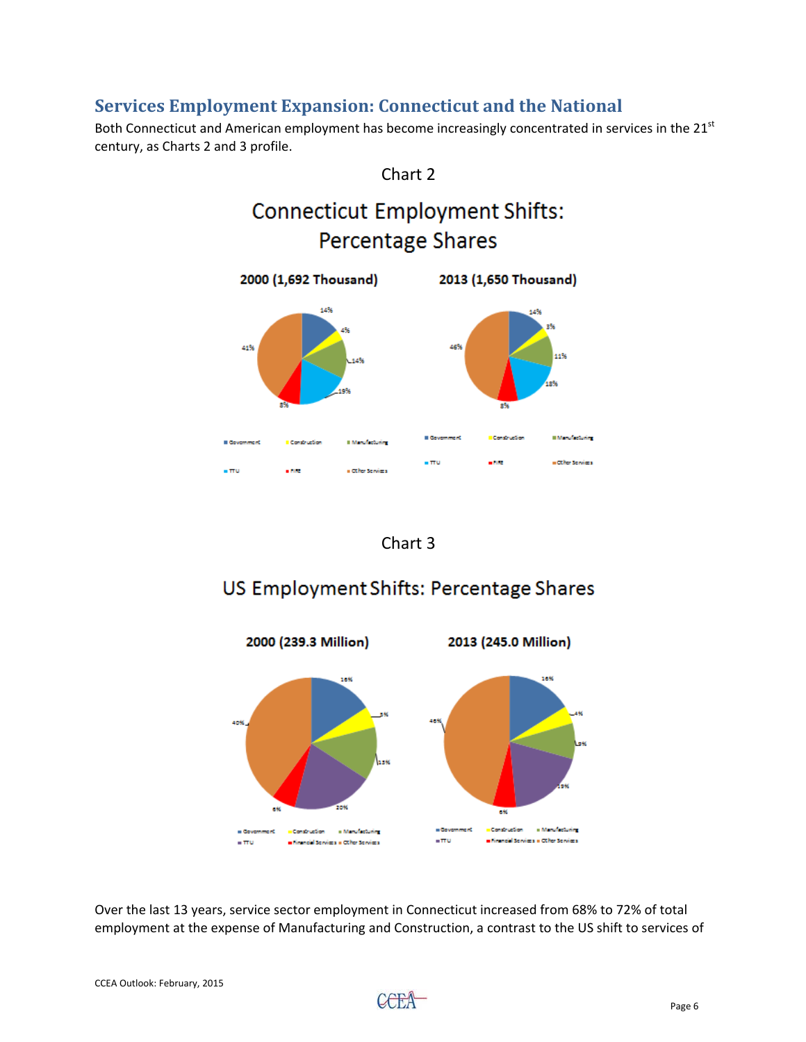## Services Employment Expansion: Connecticut and the National

Both Connecticut and American employment has become increasingly concentrated in services in the 21st century, as Charts 2 and 3 profile.

Chart 2

Connecticut Employment Shifts: Percentage Shares

2000 (1,692 Thousand)

2013 (1,650 Thousand)

Chart 3

US Employment Shifts: Percentage Shares

2000 (239.3 Million)

2013 (245.0 Million)

Over the last 13 years, service sector employment in Connecticut increased from 68% to 72% of total employment at the expense of Manufacturing and Construction, a contrast to the US shift to services of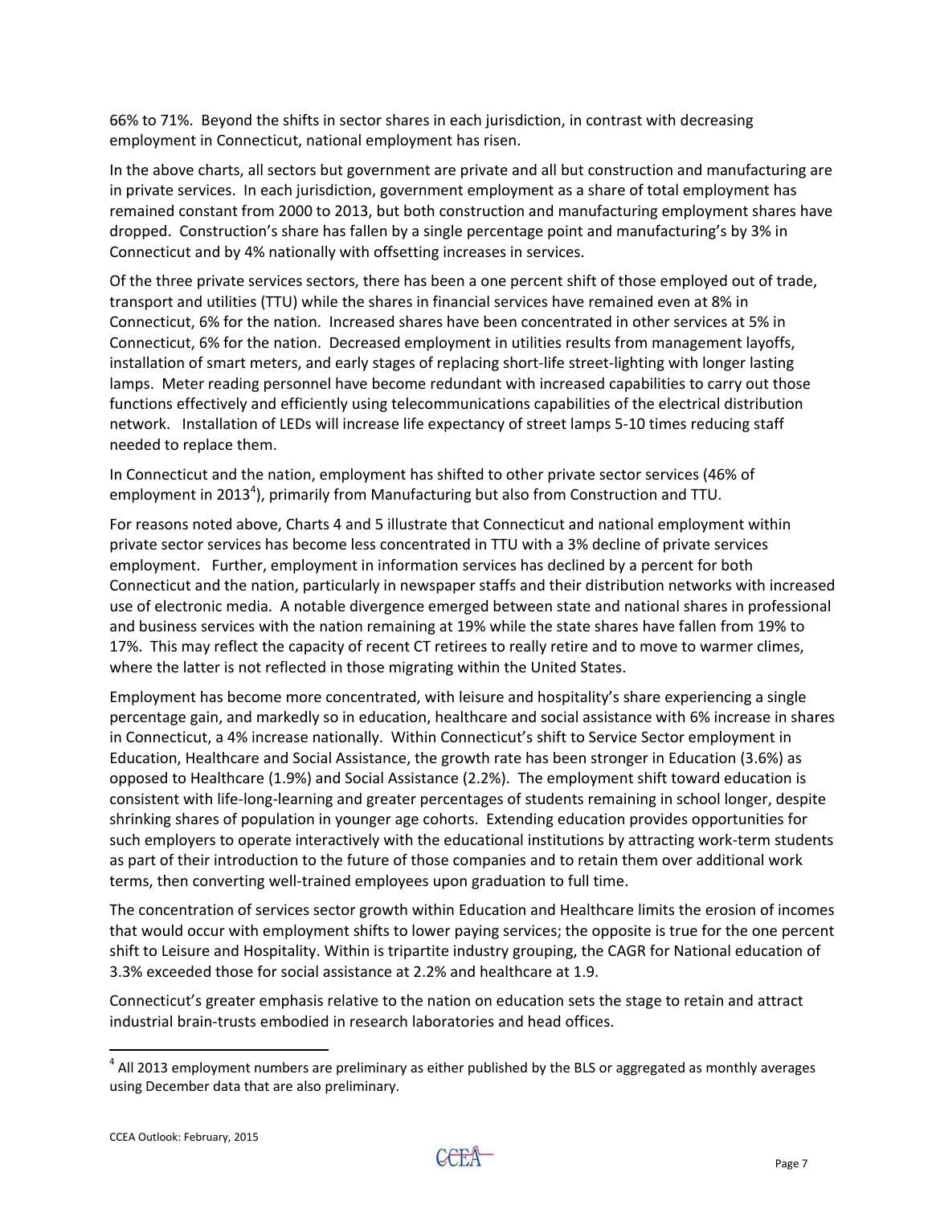66% to 71%. Beyond the shifts in sector shares in each jurisdiction, in contrast with decreasing employment in Connecticut, national employment has risen.

In the above charts, all sectors but government are private and all but construction and manufacturing are in private services. In each jurisdiction, government employment as a share of total employment has remained constant from 2000 to 2013, but both construction and manufacturing employment shares have dropped. Construction's share has fallen by a single percentage point and manufacturing's by 3% in Connecticut and by 4% nationally with offsetting increases in services.

Of the three private services sectors, there has been a one percent shift of those employed out of trade, transport and utilities (TTU) while the shares in financial services have remained even at 8% in Connecticut, 6% for the nation. Increased shares have been concentrated in other services at 5% in Connecticut, 6% for the nation. Decreased employment in utilities results from management layoffs, installation of smart meters, and early stages of replacing short-life street-lighting with longer lasting lamps. Meter reading personnel have become redundant with increased capabilities to carry out those functions effectively and efficiently using telecommunications capabilities of the electrical distribution network. Installation of LEDs will increase life expectancy of street lamps 5-10 times reducing staff needed to replace them.

In Connecticut and the nation, employment has shifted to other private sector services (46% of employment in 2013[4]), primarily from Manufacturing but also from Construction and TTU.

For reasons noted above, Charts 4 and 5 illustrate that Connecticut and national employment within private sector services has become less concentrated in TTU with a 3% decline of private services employment. Further, employment in information services has declined by a percent for both Connecticut and the nation, particularly in newspaper staffs and their distribution networks with increased use of electronic media. A notable divergence emerged between state and national shares in professional and business services with the nation remaining at 19% while the state shares have fallen from 19% to 17%. This may reflect the capacity of recent CT retirees to really retire and to move to warmer climes, where the latter is not reflected in those migrating within the United States.

Employment has become more concentrated, with leisure and hospitality's share experiencing a single percentage gain, and markedly so in education, healthcare and social assistance with 6% increase in shares in Connecticut, a 4% increase nationally. Within Connecticut's shift to Service Sector employment in Education, Healthcare and Social Assistance, the growth rate has been stronger in Education (3.6%) as opposed to Healthcare (1.9%) and Social Assistance (2.2%). The employment shift toward education is consistent with life-long-learning and greater percentages of students remaining in school longer, despite shrinking shares of population in younger age cohorts. Extending education provides opportunities for such employers to operate interactively with the educational institutions by attracting work-term students as part of their introduction to the future of those companies and to retain them over additional work terms, then converting well-trained employees upon graduation to full time.

The concentration of services sector growth within Education and Healthcare limits the erosion of incomes that would occur with employment shifts to lower paying services; the opposite is true for the one percent shift to Leisure and Hospitality. Within is tripartite industry grouping, the CAGR for National education of 3.3% exceeded those for social assistance at 2.2% and healthcare at 1.9.

Connecticut's greater emphasis relative to the nation on education sets the stage to retain and attract industrial brain-trusts embodied in research laboratories and head offices.

[4] All 2013 employment numbers are preliminary as either published by the BLS or aggregated as monthly averages using December data that are also preliminary.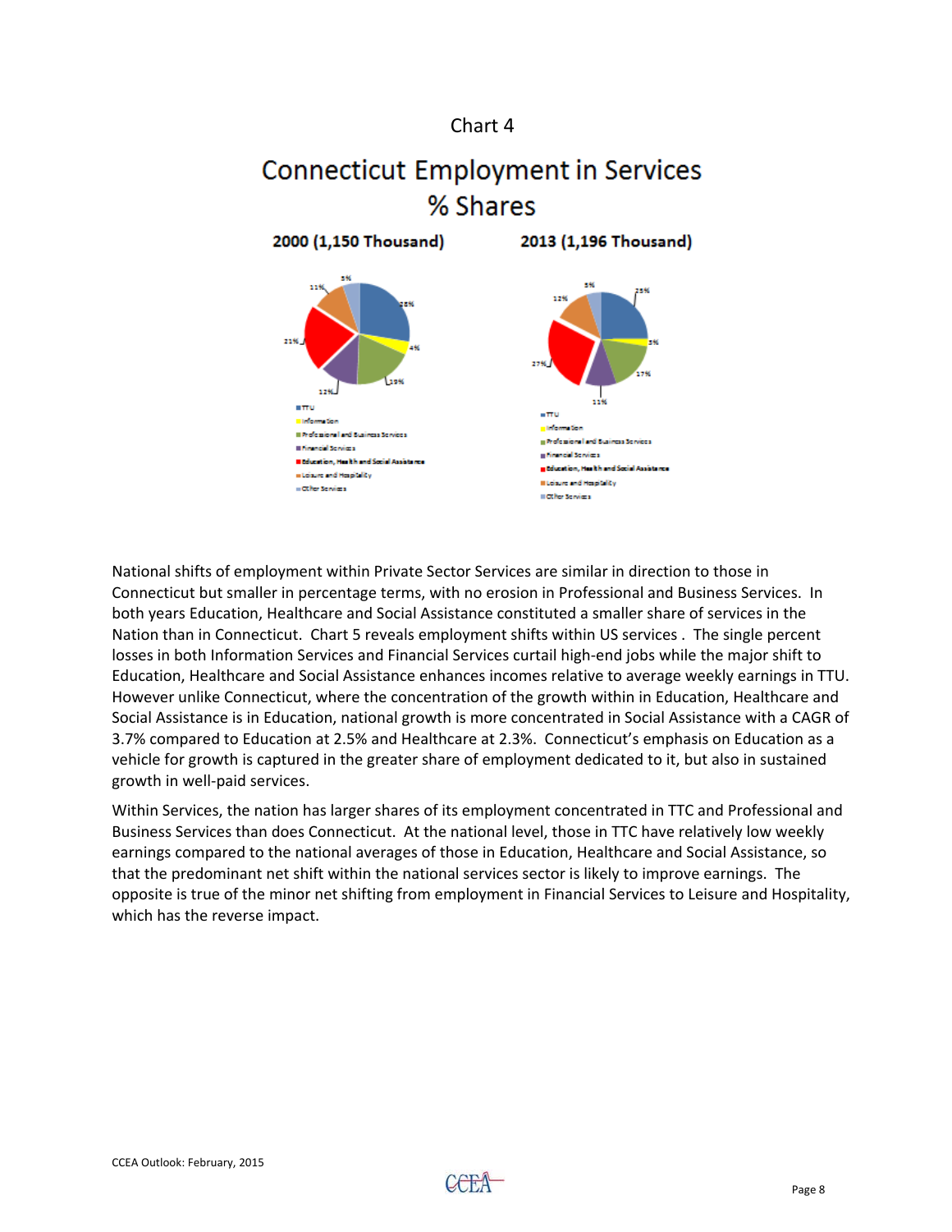Chart 4

## Connecticut Employment in Services
## % Shares

**2000 (1,150 Thousand)** | **2013 (1,196 Thousand)**

| Sector | 2000 | 2013 |
| --- | --- | --- |
| TTU | 25% | 25% |
| Information | 4% | 3% |
| Professional and Business Services | 19% | 17% |
| Financial Services | 12% | 11% |
| Education, Health and Social Assistance | 21% | 27% |
| Leisure and Hospitality | 11% | 12% |
| Other Services | 5% | 5% |

National shifts of employment within Private Sector Services are similar in direction to those in Connecticut but smaller in percentage terms, with no erosion in Professional and Business Services. In both years Education, Healthcare and Social Assistance constituted a smaller share of services in the Nation than in Connecticut. Chart 5 reveals employment shifts within US services . The single percent losses in both Information Services and Financial Services curtail high-end jobs while the major shift to Education, Healthcare and Social Assistance enhances incomes relative to average weekly earnings in TTU. However unlike Connecticut, where the concentration of the growth within in Education, Healthcare and Social Assistance is in Education, national growth is more concentrated in Social Assistance with a CAGR of 3.7% compared to Education at 2.5% and Healthcare at 2.3%. Connecticut's emphasis on Education as a vehicle for growth is captured in the greater share of employment dedicated to it, but also in sustained growth in well-paid services.

Within Services, the nation has larger shares of its employment concentrated in TTC and Professional and Business Services than does Connecticut. At the national level, those in TTC have relatively low weekly earnings compared to the national averages of those in Education, Healthcare and Social Assistance, so that the predominant net shift within the national services sector is likely to improve earnings. The opposite is true of the minor net shifting from employment in Financial Services to Leisure and Hospitality, which has the reverse impact.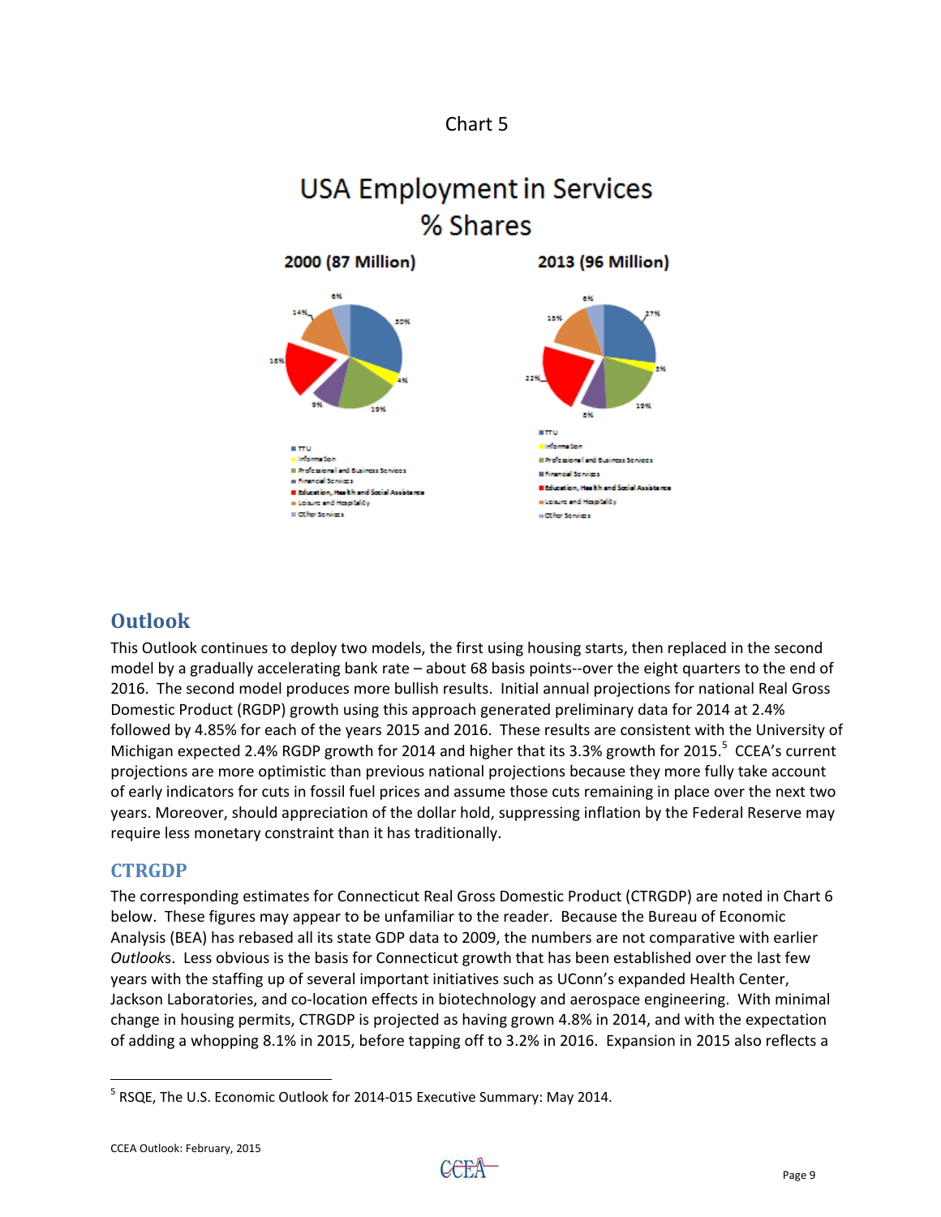Chart 5

USA Employment in Services
% Shares

2000 (87 Million) — 2013 (96 Million)

## Outlook

This Outlook continues to deploy two models, the first using housing starts, then replaced in the second model by a gradually accelerating bank rate – about 68 basis points--over the eight quarters to the end of 2016. The second model produces more bullish results. Initial annual projections for national Real Gross Domestic Product (RGDP) growth using this approach generated preliminary data for 2014 at 2.4% followed by 4.85% for each of the years 2015 and 2016. These results are consistent with the University of Michigan expected 2.4% RGDP growth for 2014 and higher that its 3.3% growth for 2015.[5] CCEA's current projections are more optimistic than previous national projections because they more fully take account of early indicators for cuts in fossil fuel prices and assume those cuts remaining in place over the next two years. Moreover, should appreciation of the dollar hold, suppressing inflation by the Federal Reserve may require less monetary constraint than it has traditionally.

### CTRGDP

The corresponding estimates for Connecticut Real Gross Domestic Product (CTRGDP) are noted in Chart 6 below. These figures may appear to be unfamiliar to the reader. Because the Bureau of Economic Analysis (BEA) has rebased all its state GDP data to 2009, the numbers are not comparative with earlier *Outlook*s. Less obvious is the basis for Connecticut growth that has been established over the last few years with the staffing up of several important initiatives such as UConn's expanded Health Center, Jackson Laboratories, and co-location effects in biotechnology and aerospace engineering. With minimal change in housing permits, CTRGDP is projected as having grown 4.8% in 2014, and with the expectation of adding a whopping 8.1% in 2015, before tapping off to 3.2% in 2016. Expansion in 2015 also reflects a

---

[5] RSQE, The U.S. Economic Outlook for 2014-015 Executive Summary: May 2014.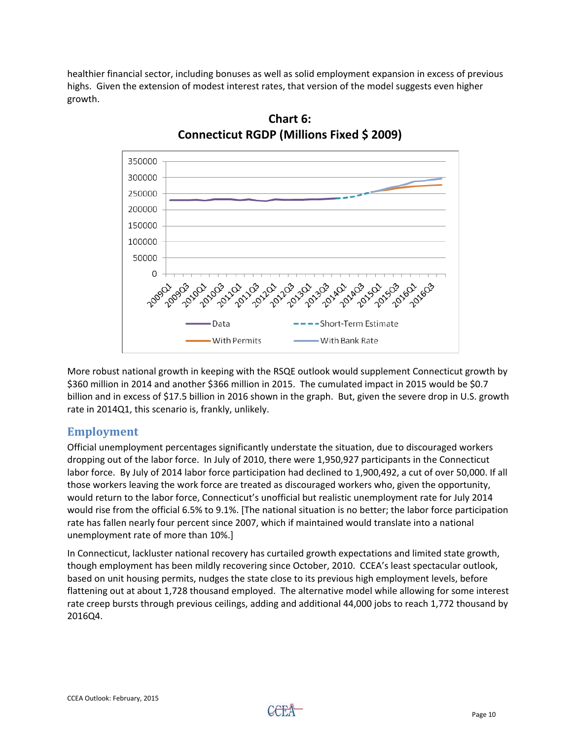healthier financial sector, including bonuses as well as solid employment expansion in excess of previous highs. Given the extension of modest interest rates, that version of the model suggests even higher growth.

**Chart 6:**
**Connecticut RGDP (Millions Fixed $ 2009)**

More robust national growth in keeping with the RSQE outlook would supplement Connecticut growth by $360 million in 2014 and another $366 million in 2015. The cumulated impact in 2015 would be $0.7 billion and in excess of $17.5 billion in 2016 shown in the graph. But, given the severe drop in U.S. growth rate in 2014Q1, this scenario is, frankly, unlikely.

## Employment

Official unemployment percentages significantly understate the situation, due to discouraged workers dropping out of the labor force. In July of 2010, there were 1,950,927 participants in the Connecticut labor force. By July of 2014 labor force participation had declined to 1,900,492, a cut of over 50,000. If all those workers leaving the work force are treated as discouraged workers who, given the opportunity, would return to the labor force, Connecticut's unofficial but realistic unemployment rate for July 2014 would rise from the official 6.5% to 9.1%. [The national situation is no better; the labor force participation rate has fallen nearly four percent since 2007, which if maintained would translate into a national unemployment rate of more than 10%.]

In Connecticut, lackluster national recovery has curtailed growth expectations and limited state growth, though employment has been mildly recovering since October, 2010. CCEA's least spectacular outlook, based on unit housing permits, nudges the state close to its previous high employment levels, before flattening out at about 1,728 thousand employed. The alternative model while allowing for some interest rate creep bursts through previous ceilings, adding and additional 44,000 jobs to reach 1,772 thousand by 2016Q4.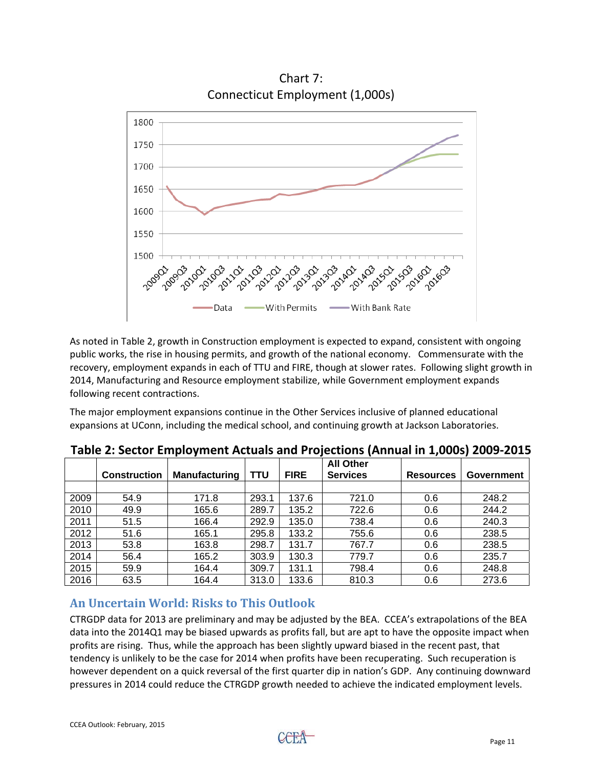Chart 7:
Connecticut Employment (1,000s)

As noted in Table 2, growth in Construction employment is expected to expand, consistent with ongoing public works, the rise in housing permits, and growth of the national economy. Commensurate with the recovery, employment expands in each of TTU and FIRE, though at slower rates. Following slight growth in 2014, Manufacturing and Resource employment stabilize, while Government employment expands following recent contractions.

The major employment expansions continue in the Other Services inclusive of planned educational expansions at UConn, including the medical school, and continuing growth at Jackson Laboratories.

## Table 2: Sector Employment Actuals and Projections (Annual in 1,000s) 2009-2015

| | Construction | Manufacturing | TTU | FIRE | All Other Services | Resources | Government |
|---|---|---|---|---|---|---|---|
| 2009 | 54.9 | 171.8 | 293.1 | 137.6 | 721.0 | 0.6 | 248.2 |
| 2010 | 49.9 | 165.6 | 289.7 | 135.2 | 722.6 | 0.6 | 244.2 |
| 2011 | 51.5 | 166.4 | 292.9 | 135.0 | 738.4 | 0.6 | 240.3 |
| 2012 | 51.6 | 165.1 | 295.8 | 133.2 | 755.6 | 0.6 | 238.5 |
| 2013 | 53.8 | 163.8 | 298.7 | 131.7 | 767.7 | 0.6 | 238.5 |
| 2014 | 56.4 | 165.2 | 303.9 | 130.3 | 779.7 | 0.6 | 235.7 |
| 2015 | 59.9 | 164.4 | 309.7 | 131.1 | 798.4 | 0.6 | 248.8 |
| 2016 | 63.5 | 164.4 | 313.0 | 133.6 | 810.3 | 0.6 | 273.6 |

## An Uncertain World: Risks to This Outlook

CTRGDP data for 2013 are preliminary and may be adjusted by the BEA. CCEA's extrapolations of the BEA data into the 2014Q1 may be biased upwards as profits fall, but are apt to have the opposite impact when profits are rising. Thus, while the approach has been slightly upward biased in the recent past, that tendency is unlikely to be the case for 2014 when profits have been recuperating. Such recuperation is however dependent on a quick reversal of the first quarter dip in nation's GDP. Any continuing downward pressures in 2014 could reduce the CTRGDP growth needed to achieve the indicated employment levels.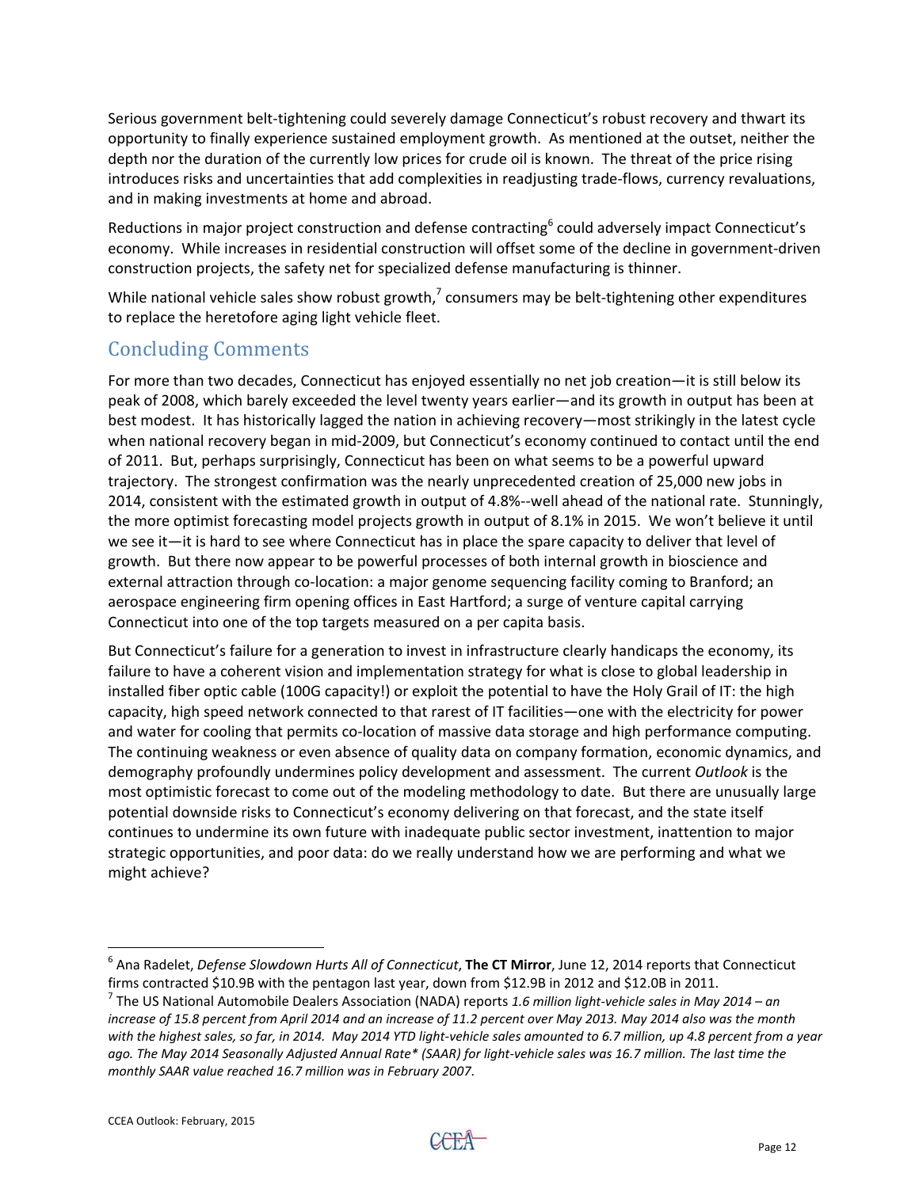Serious government belt-tightening could severely damage Connecticut's robust recovery and thwart its opportunity to finally experience sustained employment growth. As mentioned at the outset, neither the depth nor the duration of the currently low prices for crude oil is known. The threat of the price rising introduces risks and uncertainties that add complexities in readjusting trade-flows, currency revaluations, and in making investments at home and abroad.

Reductions in major project construction and defense contracting[6] could adversely impact Connecticut's economy. While increases in residential construction will offset some of the decline in government-driven construction projects, the safety net for specialized defense manufacturing is thinner.

While national vehicle sales show robust growth,[7] consumers may be belt-tightening other expenditures to replace the heretofore aging light vehicle fleet.

## Concluding Comments

For more than two decades, Connecticut has enjoyed essentially no net job creation—it is still below its peak of 2008, which barely exceeded the level twenty years earlier—and its growth in output has been at best modest. It has historically lagged the nation in achieving recovery—most strikingly in the latest cycle when national recovery began in mid-2009, but Connecticut's economy continued to contact until the end of 2011. But, perhaps surprisingly, Connecticut has been on what seems to be a powerful upward trajectory. The strongest confirmation was the nearly unprecedented creation of 25,000 new jobs in 2014, consistent with the estimated growth in output of 4.8%--well ahead of the national rate. Stunningly, the more optimist forecasting model projects growth in output of 8.1% in 2015. We won't believe it until we see it—it is hard to see where Connecticut has in place the spare capacity to deliver that level of growth. But there now appear to be powerful processes of both internal growth in bioscience and external attraction through co-location: a major genome sequencing facility coming to Branford; an aerospace engineering firm opening offices in East Hartford; a surge of venture capital carrying Connecticut into one of the top targets measured on a per capita basis.

But Connecticut's failure for a generation to invest in infrastructure clearly handicaps the economy, its failure to have a coherent vision and implementation strategy for what is close to global leadership in installed fiber optic cable (100G capacity!) or exploit the potential to have the Holy Grail of IT: the high capacity, high speed network connected to that rarest of IT facilities—one with the electricity for power and water for cooling that permits co-location of massive data storage and high performance computing. The continuing weakness or even absence of quality data on company formation, economic dynamics, and demography profoundly undermines policy development and assessment. The current *Outlook* is the most optimistic forecast to come out of the modeling methodology to date. But there are unusually large potential downside risks to Connecticut's economy delivering on that forecast, and the state itself continues to undermine its own future with inadequate public sector investment, inattention to major strategic opportunities, and poor data: do we really understand how we are performing and what we might achieve?

---

[6] Ana Radelet, *Defense Slowdown Hurts All of Connecticut*, **The CT Mirror**, June 12, 2014 reports that Connecticut firms contracted $10.9B with the pentagon last year, down from $12.9B in 2012 and $12.0B in 2011.

[7] The US National Automobile Dealers Association (NADA) reports *1.6 million light-vehicle sales in May 2014 – an increase of 15.8 percent from April 2014 and an increase of 11.2 percent over May 2013. May 2014 also was the month with the highest sales, so far, in 2014. May 2014 YTD light-vehicle sales amounted to 6.7 million, up 4.8 percent from a year ago. The May 2014 Seasonally Adjusted Annual Rate* (SAAR) for light-vehicle sales was 16.7 million. The last time the monthly SAAR value reached 16.7 million was in February 2007*.